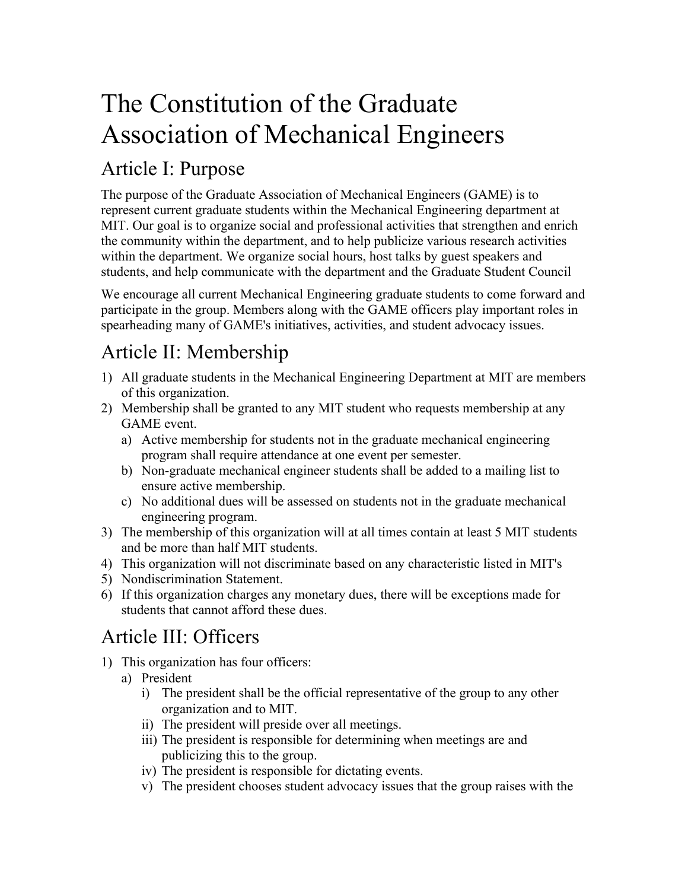# The Constitution of the Graduate Association of Mechanical Engineers

## Article I: Purpose

The purpose of the Graduate Association of Mechanical Engineers (GAME) is to represent current graduate students within the Mechanical Engineering department at MIT. Our goal is to organize social and professional activities that strengthen and enrich the community within the department, and to help publicize various research activities within the department. We organize social hours, host talks by guest speakers and students, and help communicate with the department and the Graduate Student Council

We encourage all current Mechanical Engineering graduate students to come forward and participate in the group. Members along with the GAME officers play important roles in spearheading many of GAME's initiatives, activities, and student advocacy issues.

## Article II: Membership

1) All graduate students in the Mechanical Engineering Department at MIT are members of this organization.
2) Membership shall be granted to any MIT student who requests membership at any GAME event.
   a) Active membership for students not in the graduate mechanical engineering program shall require attendance at one event per semester.
   b) Non-graduate mechanical engineer students shall be added to a mailing list to ensure active membership.
   c) No additional dues will be assessed on students not in the graduate mechanical engineering program.
3) The membership of this organization will at all times contain at least 5 MIT students and be more than half MIT students.
4) This organization will not discriminate based on any characteristic listed in MIT's
5) Nondiscrimination Statement.
6) If this organization charges any monetary dues, there will be exceptions made for students that cannot afford these dues.

## Article III: Officers

1) This organization has four officers:
   a) President
      i) The president shall be the official representative of the group to any other organization and to MIT.
      ii) The president will preside over all meetings.
      iii) The president is responsible for determining when meetings are and publicizing this to the group.
      iv) The president is responsible for dictating events.
      v) The president chooses student advocacy issues that the group raises with the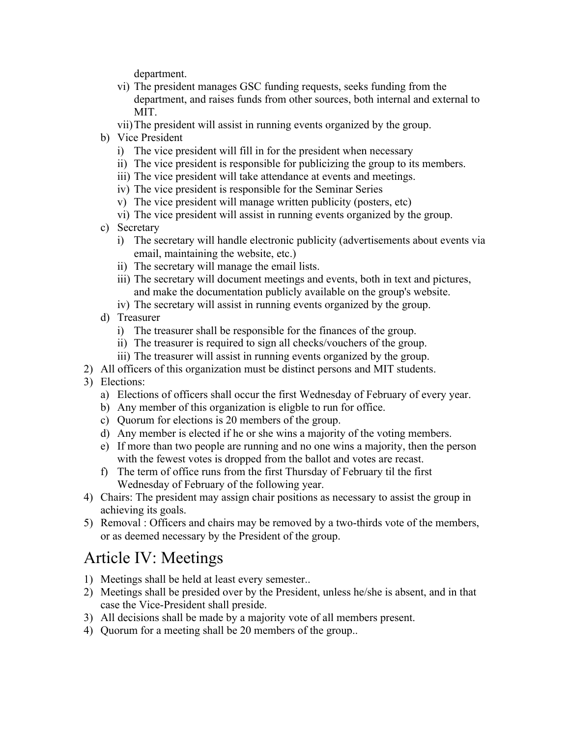department.

   vi) The president manages GSC funding requests, seeks funding from the department, and raises funds from other sources, both internal and external to MIT.
   vii) The president will assist in running events organized by the group.

b) Vice President
   i) The vice president will fill in for the president when necessary
   ii) The vice president is responsible for publicizing the group to its members.
   iii) The vice president will take attendance at events and meetings.
   iv) The vice president is responsible for the Seminar Series
   v) The vice president will manage written publicity (posters, etc)
   vi) The vice president will assist in running events organized by the group.

c) Secretary
   i) The secretary will handle electronic publicity (advertisements about events via email, maintaining the website, etc.)
   ii) The secretary will manage the email lists.
   iii) The secretary will document meetings and events, both in text and pictures, and make the documentation publicly available on the group's website.
   iv) The secretary will assist in running events organized by the group.

d) Treasurer
   i) The treasurer shall be responsible for the finances of the group.
   ii) The treasurer is required to sign all checks/vouchers of the group.
   iii) The treasurer will assist in running events organized by the group.

2) All officers of this organization must be distinct persons and MIT students.
3) Elections:
   a) Elections of officers shall occur the first Wednesday of February of every year.
   b) Any member of this organization is eligble to run for office.
   c) Quorum for elections is 20 members of the group.
   d) Any member is elected if he or she wins a majority of the voting members.
   e) If more than two people are running and no one wins a majority, then the person with the fewest votes is dropped from the ballot and votes are recast.
   f) The term of office runs from the first Thursday of February til the first Wednesday of February of the following year.
4) Chairs: The president may assign chair positions as necessary to assist the group in achieving its goals.
5) Removal : Officers and chairs may be removed by a two-thirds vote of the members, or as deemed necessary by the President of the group.

# Article IV: Meetings

1) Meetings shall be held at least every semester..
2) Meetings shall be presided over by the President, unless he/she is absent, and in that case the Vice-President shall preside.
3) All decisions shall be made by a majority vote of all members present.
4) Quorum for a meeting shall be 20 members of the group..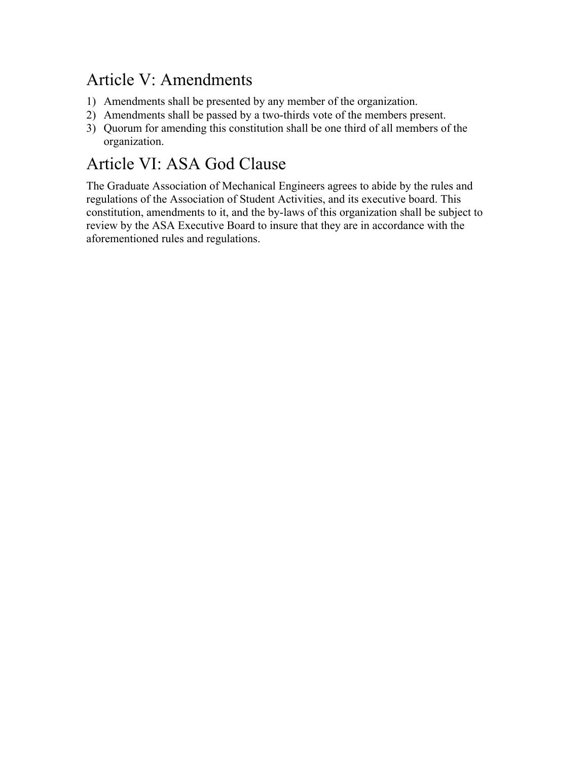## Article V: Amendments

1) Amendments shall be presented by any member of the organization.
2) Amendments shall be passed by a two-thirds vote of the members present.
3) Quorum for amending this constitution shall be one third of all members of the organization.

## Article VI: ASA God Clause

The Graduate Association of Mechanical Engineers agrees to abide by the rules and regulations of the Association of Student Activities, and its executive board. This constitution, amendments to it, and the by-laws of this organization shall be subject to review by the ASA Executive Board to insure that they are in accordance with the aforementioned rules and regulations.